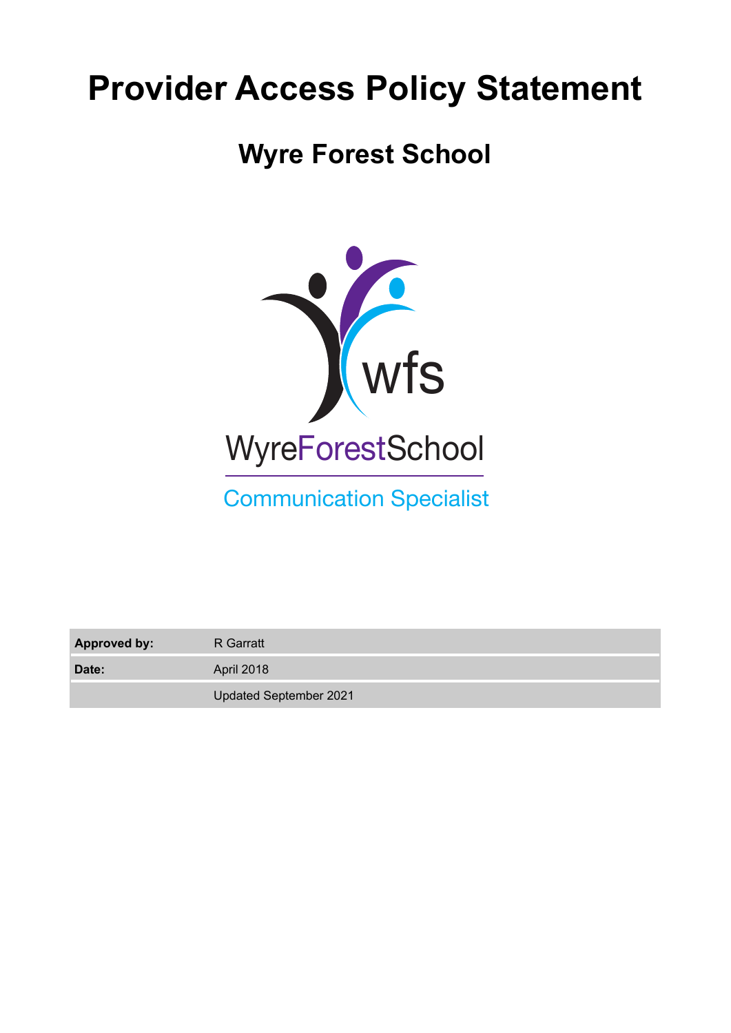# Provider Access Policy Statement

## Wyre Forest School

WyreForestSchool

Communication Specialist

| Approved by: | R Garratt |
|---|---|
| Date: | April 2018 |
| | Updated September 2021 |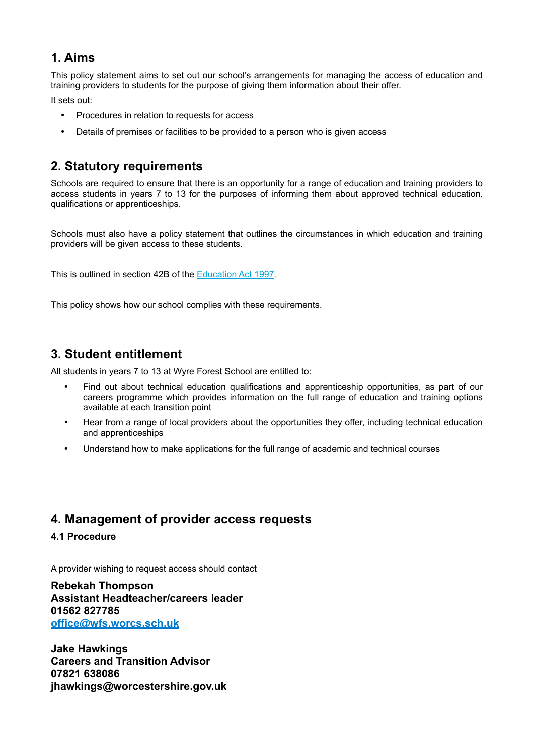## 1. Aims

This policy statement aims to set out our school's arrangements for managing the access of education and training providers to students for the purpose of giving them information about their offer.

It sets out:

- Procedures in relation to requests for access
- Details of premises or facilities to be provided to a person who is given access

## 2. Statutory requirements

Schools are required to ensure that there is an opportunity for a range of education and training providers to access students in years 7 to 13 for the purposes of informing them about approved technical education, qualifications or apprenticeships.

Schools must also have a policy statement that outlines the circumstances in which education and training providers will be given access to these students.

This is outlined in section 42B of the Education Act 1997.

This policy shows how our school complies with these requirements.

## 3. Student entitlement

All students in years 7 to 13 at Wyre Forest School are entitled to:

- Find out about technical education qualifications and apprenticeship opportunities, as part of our careers programme which provides information on the full range of education and training options available at each transition point
- Hear from a range of local providers about the opportunities they offer, including technical education and apprenticeships
- Understand how to make applications for the full range of academic and technical courses

## 4. Management of provider access requests

### 4.1 Procedure

A provider wishing to request access should contact

**Rebekah Thompson**
**Assistant Headteacher/careers leader**
**01562 827785**
**office@wfs.worcs.sch.uk**

**Jake Hawkings**
**Careers and Transition Advisor**
**07821 638086**
**jhawkings@worcestershire.gov.uk**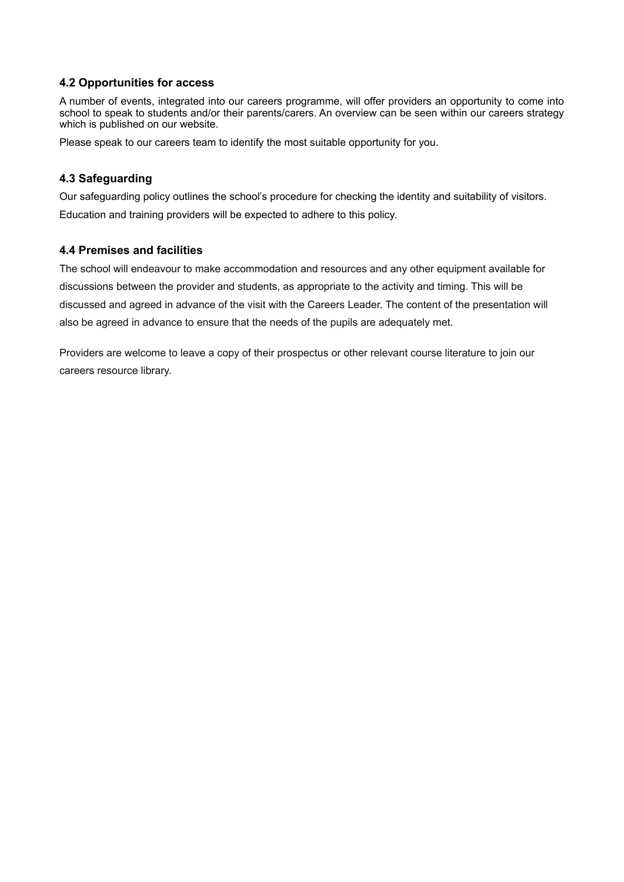### 4.2 Opportunities for access

A number of events, integrated into our careers programme, will offer providers an opportunity to come into school to speak to students and/or their parents/carers. An overview can be seen within our careers strategy which is published on our website.

Please speak to our careers team to identify the most suitable opportunity for you.

### 4.3 Safeguarding

Our safeguarding policy outlines the school's procedure for checking the identity and suitability of visitors. Education and training providers will be expected to adhere to this policy.

### 4.4 Premises and facilities

The school will endeavour to make accommodation and resources and any other equipment available for discussions between the provider and students, as appropriate to the activity and timing. This will be discussed and agreed in advance of the visit with the Careers Leader. The content of the presentation will also be agreed in advance to ensure that the needs of the pupils are adequately met.

Providers are welcome to leave a copy of their prospectus or other relevant course literature to join our careers resource library.